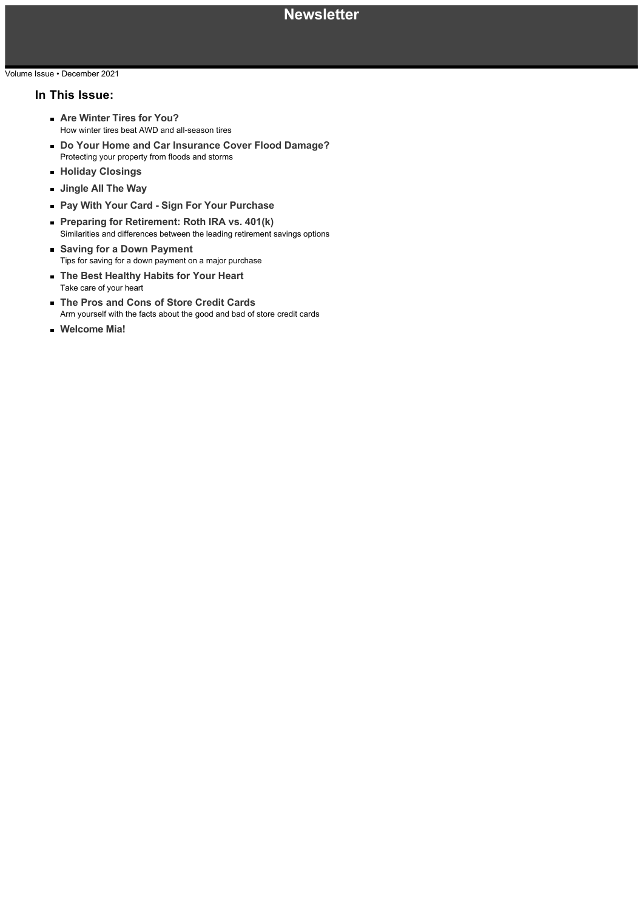# Newsletter

Volume Issue • December 2021

## In This Issue:

- **Are Winter Tires for You?**
  How winter tires beat AWD and all-season tires
- **Do Your Home and Car Insurance Cover Flood Damage?**
  Protecting your property from floods and storms
- **Holiday Closings**
- **Jingle All The Way**
- **Pay With Your Card - Sign For Your Purchase**
- **Preparing for Retirement: Roth IRA vs. 401(k)**
  Similarities and differences between the leading retirement savings options
- **Saving for a Down Payment**
  Tips for saving for a down payment on a major purchase
- **The Best Healthy Habits for Your Heart**
  Take care of your heart
- **The Pros and Cons of Store Credit Cards**
  Arm yourself with the facts about the good and bad of store credit cards
- **Welcome Mia!**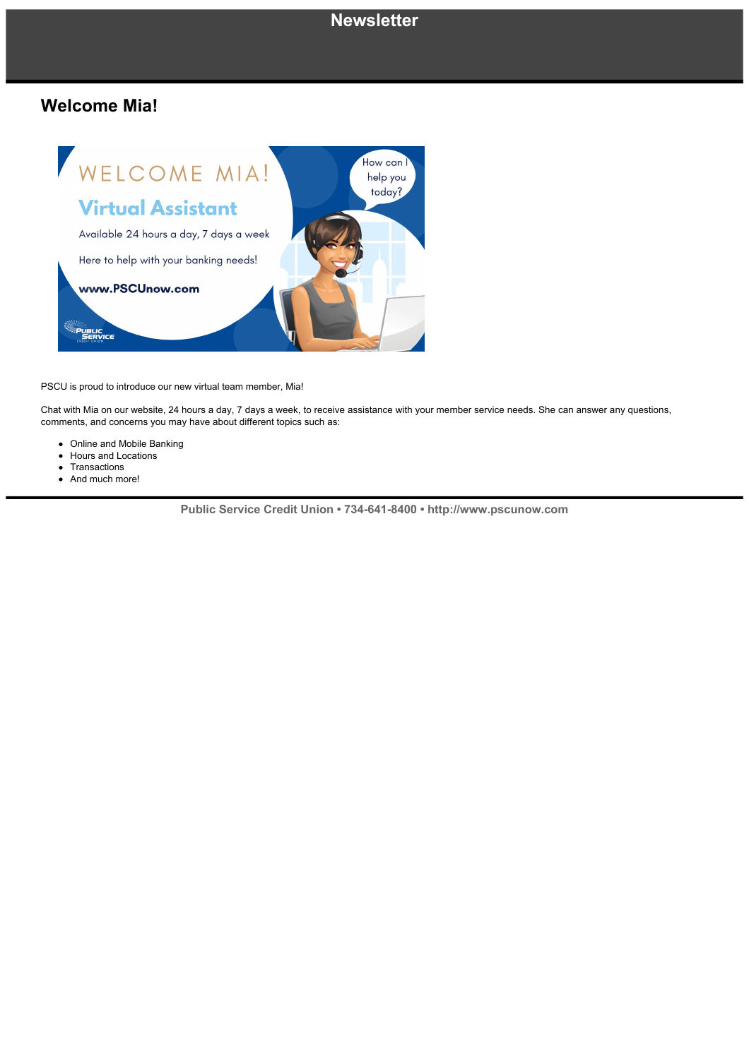# Newsletter

## Welcome Mia!

PSCU is proud to introduce our new virtual team member, Mia!

Chat with Mia on our website, 24 hours a day, 7 days a week, to receive assistance with your member service needs. She can answer any questions, comments, and concerns you may have about different topics such as:

- Online and Mobile Banking
- Hours and Locations
- Transactions
- And much more!

**Public Service Credit Union • 734-641-8400 • http://www.pscunow.com**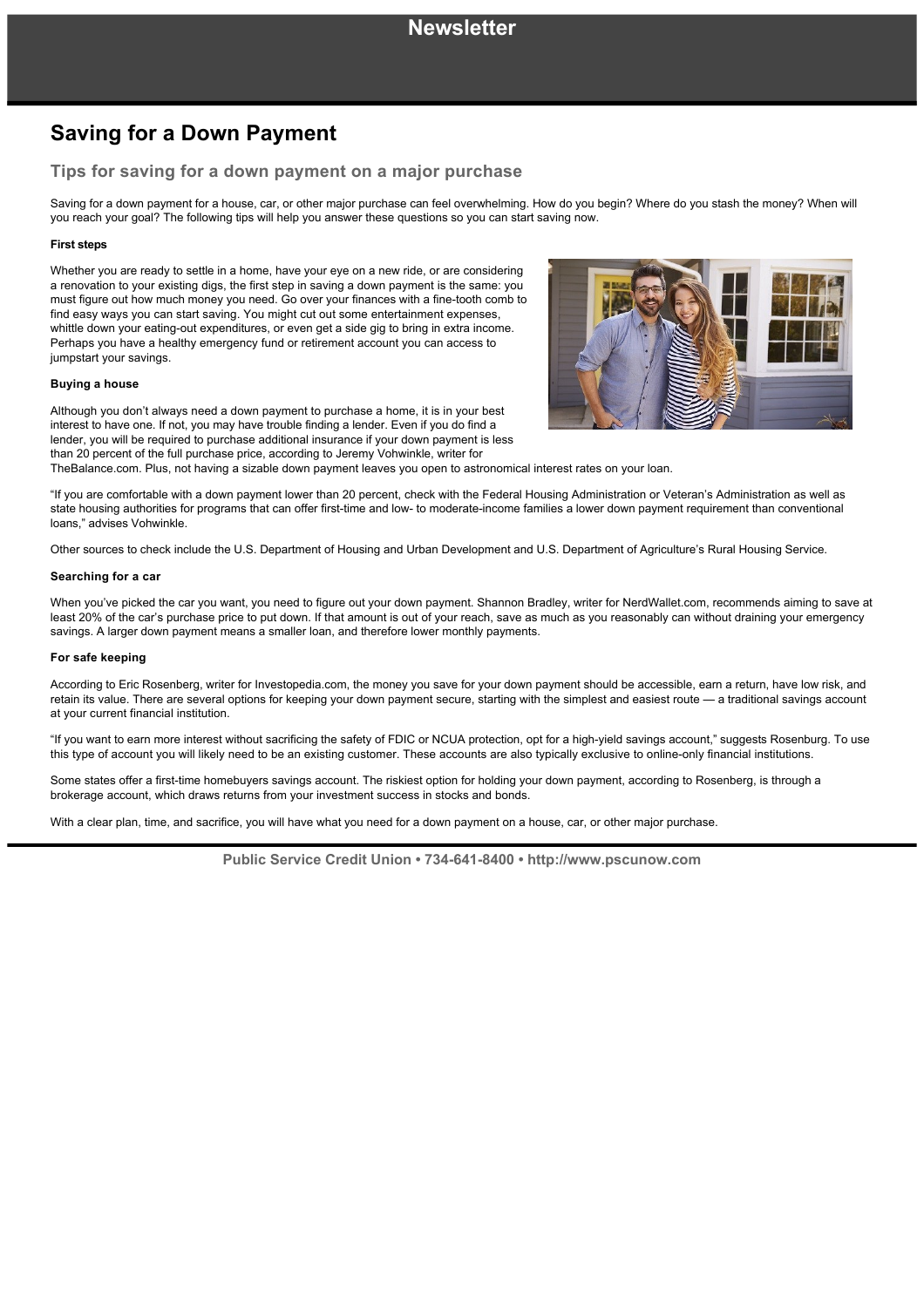# Saving for a Down Payment

## Tips for saving for a down payment on a major purchase

Saving for a down payment for a house, car, or other major purchase can feel overwhelming. How do you begin? Where do you stash the money? When will you reach your goal? The following tips will help you answer these questions so you can start saving now.

**First steps**

Whether you are ready to settle in a home, have your eye on a new ride, or are considering a renovation to your existing digs, the first step in saving a down payment is the same: you must figure out how much money you need. Go over your finances with a fine-tooth comb to find easy ways you can start saving. You might cut out some entertainment expenses, whittle down your eating-out expenditures, or even get a side gig to bring in extra income. Perhaps you have a healthy emergency fund or retirement account you can access to jumpstart your savings.

**Buying a house**

Although you don't always need a down payment to purchase a home, it is in your best interest to have one. If not, you may have trouble finding a lender. Even if you do find a lender, you will be required to purchase additional insurance if your down payment is less than 20 percent of the full purchase price, according to Jeremy Vohwinkle, writer for TheBalance.com. Plus, not having a sizable down payment leaves you open to astronomical interest rates on your loan.

"If you are comfortable with a down payment lower than 20 percent, check with the Federal Housing Administration or Veteran's Administration as well as state housing authorities for programs that can offer first-time and low- to moderate-income families a lower down payment requirement than conventional loans," advises Vohwinkle.

Other sources to check include the U.S. Department of Housing and Urban Development and U.S. Department of Agriculture's Rural Housing Service.

**Searching for a car**

When you've picked the car you want, you need to figure out your down payment. Shannon Bradley, writer for NerdWallet.com, recommends aiming to save at least 20% of the car's purchase price to put down. If that amount is out of your reach, save as much as you reasonably can without draining your emergency savings. A larger down payment means a smaller loan, and therefore lower monthly payments.

**For safe keeping**

According to Eric Rosenberg, writer for Investopedia.com, the money you save for your down payment should be accessible, earn a return, have low risk, and retain its value. There are several options for keeping your down payment secure, starting with the simplest and easiest route — a traditional savings account at your current financial institution.

"If you want to earn more interest without sacrificing the safety of FDIC or NCUA protection, opt for a high-yield savings account," suggests Rosenburg. To use this type of account you will likely need to be an existing customer. These accounts are also typically exclusive to online-only financial institutions.

Some states offer a first-time homebuyers savings account. The riskiest option for holding your down payment, according to Rosenberg, is through a brokerage account, which draws returns from your investment success in stocks and bonds.

With a clear plan, time, and sacrifice, you will have what you need for a down payment on a house, car, or other major purchase.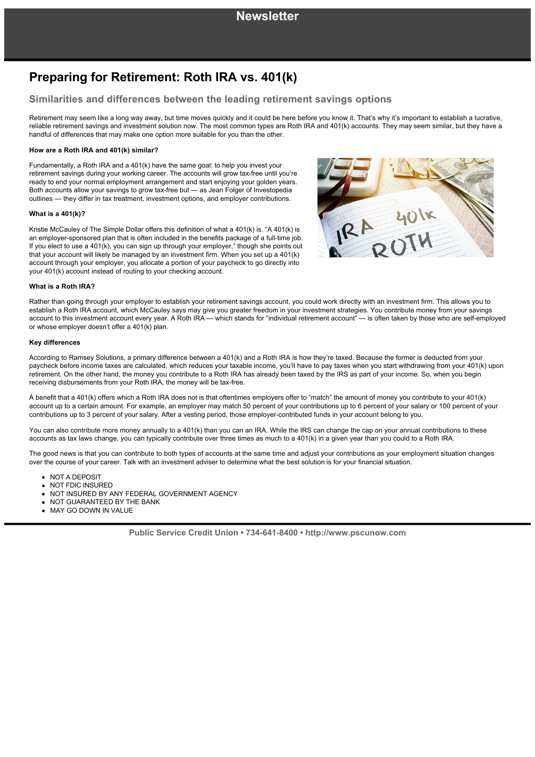# Newsletter

## Preparing for Retirement: Roth IRA vs. 401(k)

### Similarities and differences between the leading retirement savings options

Retirement may seem like a long way away, but time moves quickly and it could be here before you know it. That's why it's important to establish a lucrative, reliable retirement savings and investment solution now. The most common types are Roth IRA and 401(k) accounts. They may seem similar, but they have a handful of differences that may make one option more suitable for you than the other.

**How are a Roth IRA and 401(k) similar?**

Fundamentally, a Roth IRA and a 401(k) have the same goal: to help you invest your retirement savings during your working career. The accounts will grow tax-free until you're ready to end your normal employment arrangement and start enjoying your golden years. Both accounts allow your savings to grow tax-free but — as Jean Folger of Investopedia outlines — they differ in tax treatment, investment options, and employer contributions.

**What is a 401(k)?**

Kristie McCauley of The Simple Dollar offers this definition of what a 401(k) is. "A 401(k) is an employer-sponsored plan that is often included in the benefits package of a full-time job. If you elect to use a 401(k), you can sign up through your employer," though she points out that your account will likely be managed by an investment firm. When you set up a 401(k) account through your employer, you allocate a portion of your paycheck to go directly into your 401(k) account instead of routing to your checking account.

**What is a Roth IRA?**

Rather than going through your employer to establish your retirement savings account, you could work directly with an investment firm. This allows you to establish a Roth IRA account, which McCauley says may give you greater freedom in your investment strategies. You contribute money from your savings account to this investment account every year. A Roth IRA — which stands for "individual retirement account" — is often taken by those who are self-employed or whose employer doesn't offer a 401(k) plan.

**Key differences**

According to Ramsey Solutions, a primary difference between a 401(k) and a Roth IRA is how they're taxed. Because the former is deducted from your paycheck before income taxes are calculated, which reduces your taxable income, you'll have to pay taxes when you start withdrawing from your 401(k) upon retirement. On the other hand, the money you contribute to a Roth IRA has already been taxed by the IRS as part of your income. So, when you begin receiving disbursements from your Roth IRA, the money will be tax-free.

A benefit that a 401(k) offers which a Roth IRA does not is that oftentimes employers offer to "match" the amount of money you contribute to your 401(k) account up to a certain amount. For example, an employer may match 50 percent of your contributions up to 6 percent of your salary or 100 percent of your contributions up to 3 percent of your salary. After a vesting period, those employer-contributed funds in your account belong to you.

You can also contribute more money annually to a 401(k) than you can an IRA. While the IRS can change the cap on your annual contributions to these accounts as tax laws change, you can typically contribute over three times as much to a 401(k) in a given year than you could to a Roth IRA.

The good news is that you can contribute to both types of accounts at the same time and adjust your contributions as your employment situation changes over the course of your career. Talk with an investment adviser to determine what the best solution is for your financial situation.

- NOT A DEPOSIT
- NOT FDIC INSURED
- NOT INSURED BY ANY FEDERAL GOVERNMENT AGENCY
- NOT GUARANTEED BY THE BANK
- MAY GO DOWN IN VALUE

Public Service Credit Union • 734-641-8400 • http://www.pscunow.com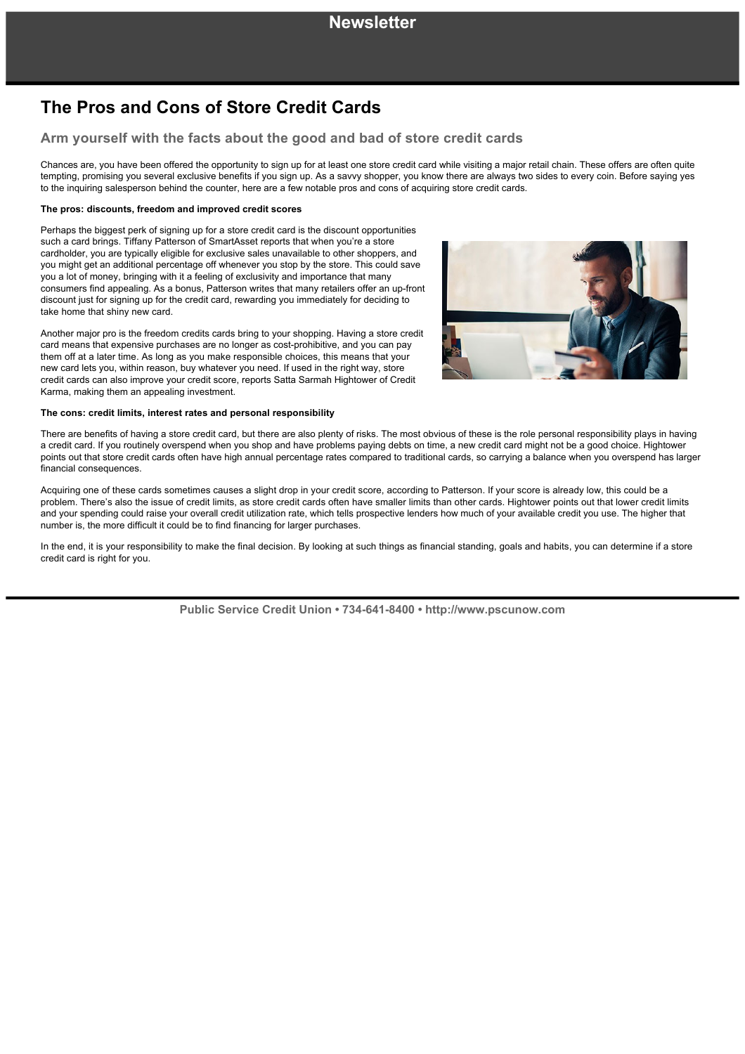# Newsletter

## The Pros and Cons of Store Credit Cards

### Arm yourself with the facts about the good and bad of store credit cards

Chances are, you have been offered the opportunity to sign up for at least one store credit card while visiting a major retail chain. These offers are often quite tempting, promising you several exclusive benefits if you sign up. As a savvy shopper, you know there are always two sides to every coin. Before saying yes to the inquiring salesperson behind the counter, here are a few notable pros and cons of acquiring store credit cards.

**The pros: discounts, freedom and improved credit scores**

Perhaps the biggest perk of signing up for a store credit card is the discount opportunities such a card brings. Tiffany Patterson of SmartAsset reports that when you're a store cardholder, you are typically eligible for exclusive sales unavailable to other shoppers, and you might get an additional percentage off whenever you stop by the store. This could save you a lot of money, bringing with it a feeling of exclusivity and importance that many consumers find appealing. As a bonus, Patterson writes that many retailers offer an up-front discount just for signing up for the credit card, rewarding you immediately for deciding to take home that shiny new card.

Another major pro is the freedom credits cards bring to your shopping. Having a store credit card means that expensive purchases are no longer as cost-prohibitive, and you can pay them off at a later time. As long as you make responsible choices, this means that your new card lets you, within reason, buy whatever you need. If used in the right way, store credit cards can also improve your credit score, reports Satta Sarmah Hightower of Credit Karma, making them an appealing investment.

**The cons: credit limits, interest rates and personal responsibility**

There are benefits of having a store credit card, but there are also plenty of risks. The most obvious of these is the role personal responsibility plays in having a credit card. If you routinely overspend when you shop and have problems paying debts on time, a new credit card might not be a good choice. Hightower points out that store credit cards often have high annual percentage rates compared to traditional cards, so carrying a balance when you overspend has larger financial consequences.

Acquiring one of these cards sometimes causes a slight drop in your credit score, according to Patterson. If your score is already low, this could be a problem. There's also the issue of credit limits, as store credit cards often have smaller limits than other cards. Hightower points out that lower credit limits and your spending could raise your overall credit utilization rate, which tells prospective lenders how much of your available credit you use. The higher that number is, the more difficult it could be to find financing for larger purchases.

In the end, it is your responsibility to make the final decision. By looking at such things as financial standing, goals and habits, you can determine if a store credit card is right for you.

Public Service Credit Union • 734-641-8400 • http://www.pscunow.com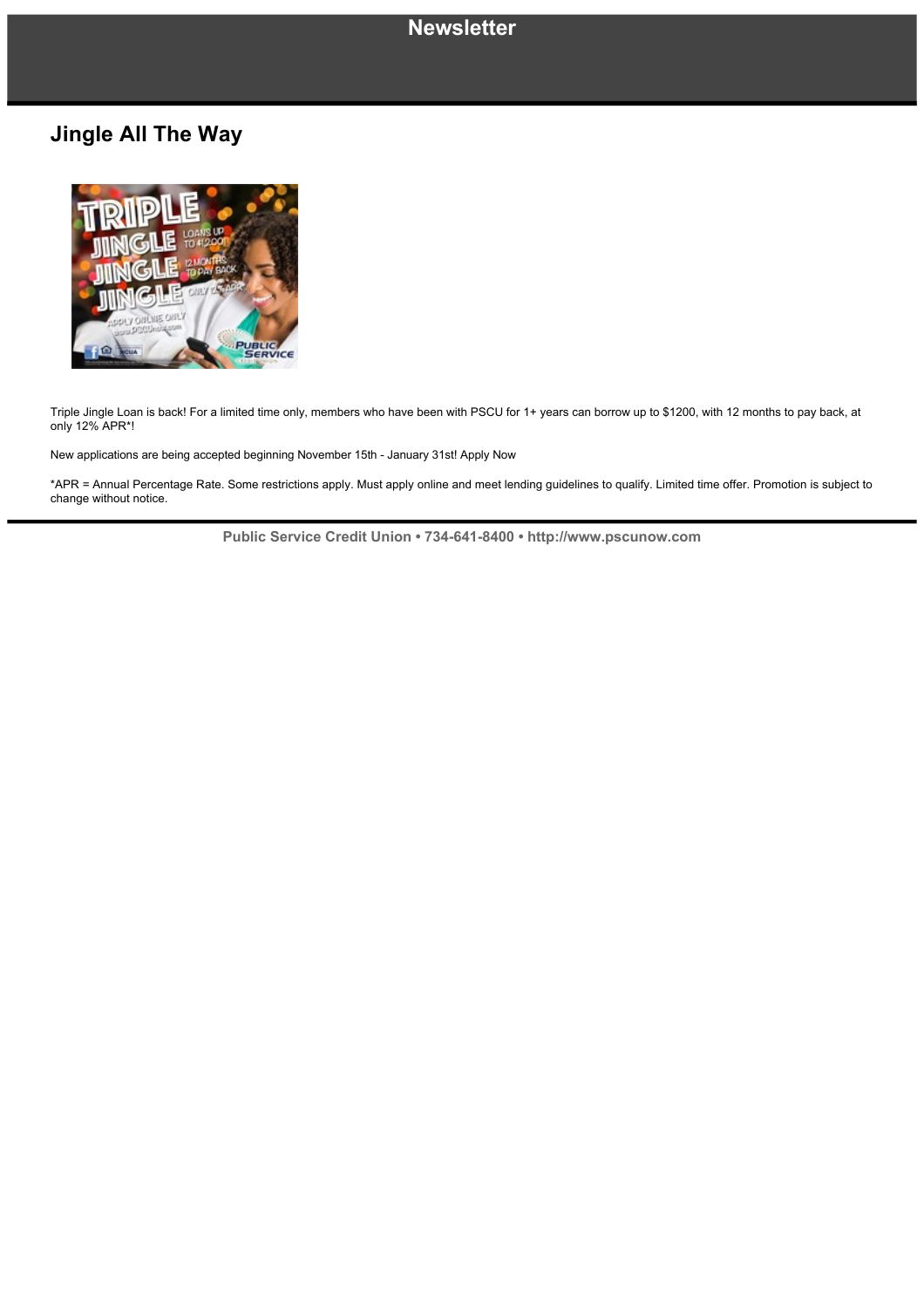# Newsletter

## Jingle All The Way

Triple Jingle Loan is back! For a limited time only, members who have been with PSCU for 1+ years can borrow up to $1200, with 12 months to pay back, at only 12% APR*!

New applications are being accepted beginning November 15th - January 31st! Apply Now

*APR = Annual Percentage Rate. Some restrictions apply. Must apply online and meet lending guidelines to qualify. Limited time offer. Promotion is subject to change without notice.

**Public Service Credit Union • 734-641-8400 • http://www.pscunow.com**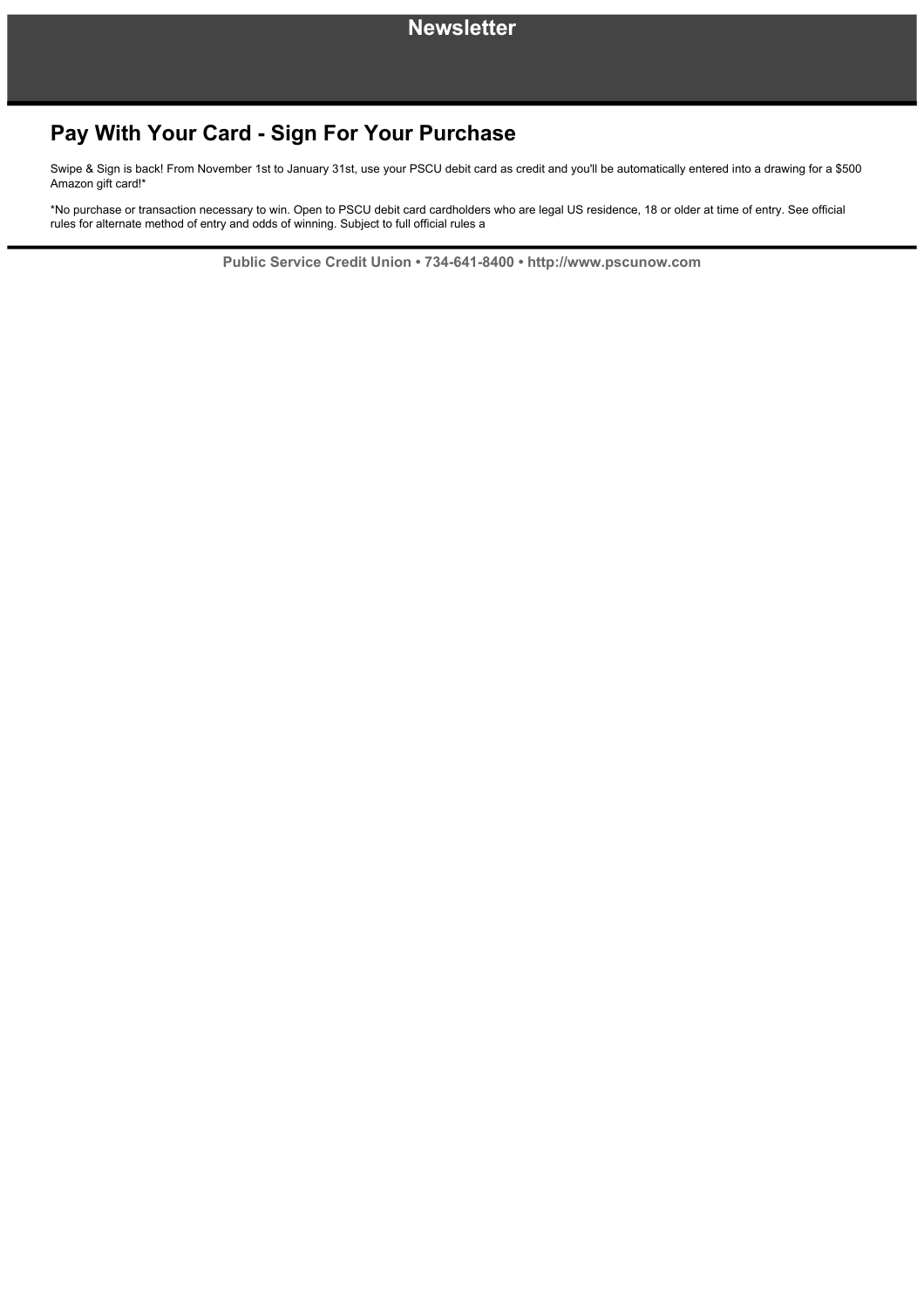# Newsletter

## Pay With Your Card - Sign For Your Purchase

Swipe & Sign is back! From November 1st to January 31st, use your PSCU debit card as credit and you'll be automatically entered into a drawing for a $500 Amazon gift card!*

*No purchase or transaction necessary to win. Open to PSCU debit card cardholders who are legal US residence, 18 or older at time of entry. See official rules for alternate method of entry and odds of winning. Subject to full official rules a

**Public Service Credit Union • 734-641-8400 • http://www.pscunow.com**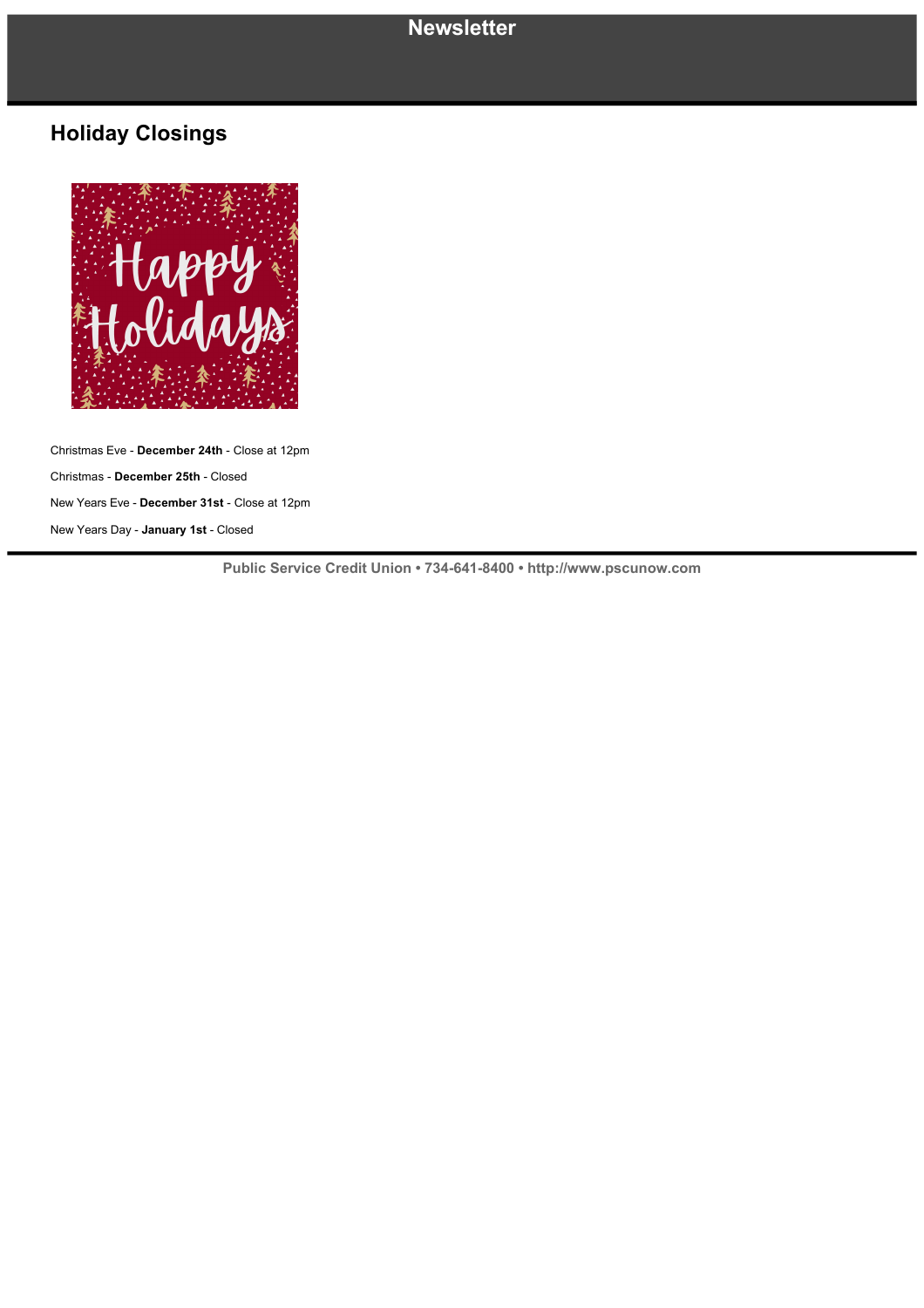# Newsletter

## Holiday Closings

Christmas Eve - **December 24th** - Close at 12pm

Christmas - **December 25th** - Closed

New Years Eve - **December 31st** - Close at 12pm

New Years Day - **January 1st** - Closed

**Public Service Credit Union • 734-641-8400 • http://www.pscunow.com**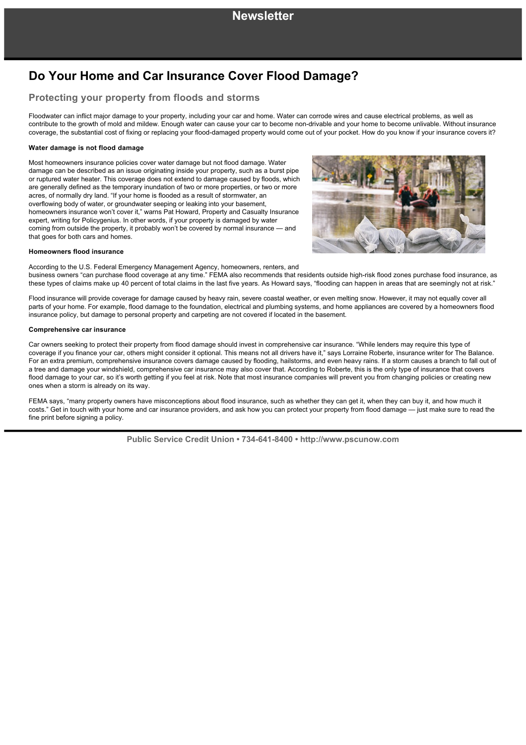Newsletter

# Do Your Home and Car Insurance Cover Flood Damage?

## Protecting your property from floods and storms

Floodwater can inflict major damage to your property, including your car and home. Water can corrode wires and cause electrical problems, as well as contribute to the growth of mold and mildew. Enough water can cause your car to become non-drivable and your home to become unlivable. Without insurance coverage, the substantial cost of fixing or replacing your flood-damaged property would come out of your pocket. How do you know if your insurance covers it?

**Water damage is not flood damage**

Most homeowners insurance policies cover water damage but not flood damage. Water damage can be described as an issue originating inside your property, such as a burst pipe or ruptured water heater. This coverage does not extend to damage caused by floods, which are generally defined as the temporary inundation of two or more properties, or two or more acres, of normally dry land. "If your home is flooded as a result of stormwater, an overflowing body of water, or groundwater seeping or leaking into your basement, homeowners insurance won't cover it," warns Pat Howard, Property and Casualty Insurance expert, writing for Policygenius. In other words, if your property is damaged by water coming from outside the property, it probably won't be covered by normal insurance — and that goes for both cars and homes.

**Homeowners flood insurance**

According to the U.S. Federal Emergency Management Agency, homeowners, renters, and business owners "can purchase flood coverage at any time." FEMA also recommends that residents outside high-risk flood zones purchase food insurance, as these types of claims make up 40 percent of total claims in the last five years. As Howard says, "flooding can happen in areas that are seemingly not at risk."

Flood insurance will provide coverage for damage caused by heavy rain, severe coastal weather, or even melting snow. However, it may not equally cover all parts of your home. For example, flood damage to the foundation, electrical and plumbing systems, and home appliances are covered by a homeowners flood insurance policy, but damage to personal property and carpeting are not covered if located in the basement.

**Comprehensive car insurance**

Car owners seeking to protect their property from flood damage should invest in comprehensive car insurance. "While lenders may require this type of coverage if you finance your car, others might consider it optional. This means not all drivers have it," says Lorraine Roberte, insurance writer for The Balance. For an extra premium, comprehensive insurance covers damage caused by flooding, hailstorms, and even heavy rains. If a storm causes a branch to fall out of a tree and damage your windshield, comprehensive car insurance may also cover that. According to Roberte, this is the only type of insurance that covers flood damage to your car, so it's worth getting if you feel at risk. Note that most insurance companies will prevent you from changing policies or creating new ones when a storm is already on its way.

FEMA says, "many property owners have misconceptions about flood insurance, such as whether they can get it, when they can buy it, and how much it costs." Get in touch with your home and car insurance providers, and ask how you can protect your property from flood damage — just make sure to read the fine print before signing a policy.

Public Service Credit Union • 734-641-8400 • http://www.pscunow.com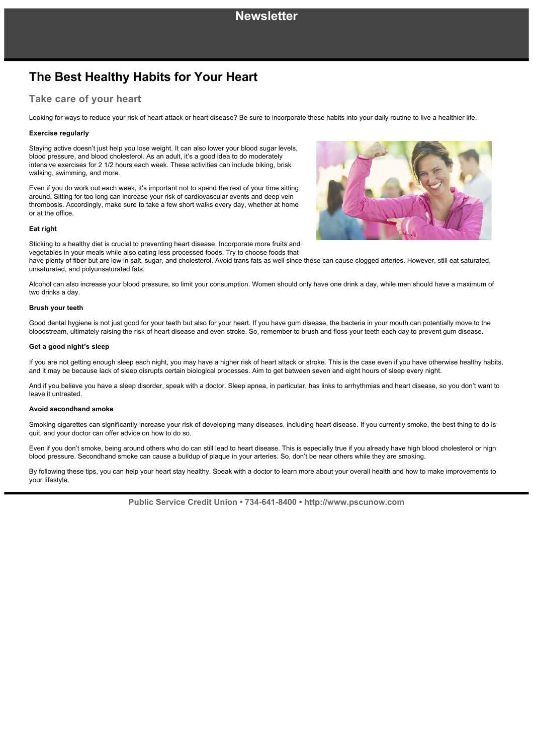# Newsletter

## The Best Healthy Habits for Your Heart

### Take care of your heart

Looking for ways to reduce your risk of heart attack or heart disease? Be sure to incorporate these habits into your daily routine to live a healthier life.

**Exercise regularly**

Staying active doesn't just help you lose weight. It can also lower your blood sugar levels, blood pressure, and blood cholesterol. As an adult, it's a good idea to do moderately intensive exercises for 2 1/2 hours each week. These activities can include biking, brisk walking, swimming, and more.

Even if you do work out each week, it's important not to spend the rest of your time sitting around. Sitting for too long can increase your risk of cardiovascular events and deep vein thrombosis. Accordingly, make sure to take a few short walks every day, whether at home or at the office.

**Eat right**

Sticking to a healthy diet is crucial to preventing heart disease. Incorporate more fruits and vegetables in your meals while also eating less processed foods. Try to choose foods that have plenty of fiber but are low in salt, sugar, and cholesterol. Avoid trans fats as well since these can cause clogged arteries. However, still eat saturated, unsaturated, and polyunsaturated fats.

Alcohol can also increase your blood pressure, so limit your consumption. Women should only have one drink a day, while men should have a maximum of two drinks a day.

**Brush your teeth**

Good dental hygiene is not just good for your teeth but also for your heart. If you have gum disease, the bacteria in your mouth can potentially move to the bloodstream, ultimately raising the risk of heart disease and even stroke. So, remember to brush and floss your teeth each day to prevent gum disease.

**Get a good night's sleep**

If you are not getting enough sleep each night, you may have a higher risk of heart attack or stroke. This is the case even if you have otherwise healthy habits, and it may be because lack of sleep disrupts certain biological processes. Aim to get between seven and eight hours of sleep every night.

And if you believe you have a sleep disorder, speak with a doctor. Sleep apnea, in particular, has links to arrhythmias and heart disease, so you don't want to leave it untreated.

**Avoid secondhand smoke**

Smoking cigarettes can significantly increase your risk of developing many diseases, including heart disease. If you currently smoke, the best thing to do is quit, and your doctor can offer advice on how to do so.

Even if you don't smoke, being around others who do can still lead to heart disease. This is especially true if you already have high blood cholesterol or high blood pressure. Secondhand smoke can cause a buildup of plaque in your arteries. So, don't be near others while they are smoking.

By following these tips, you can help your heart stay healthy. Speak with a doctor to learn more about your overall health and how to make improvements to your lifestyle.

Public Service Credit Union • 734-641-8400 • http://www.pscunow.com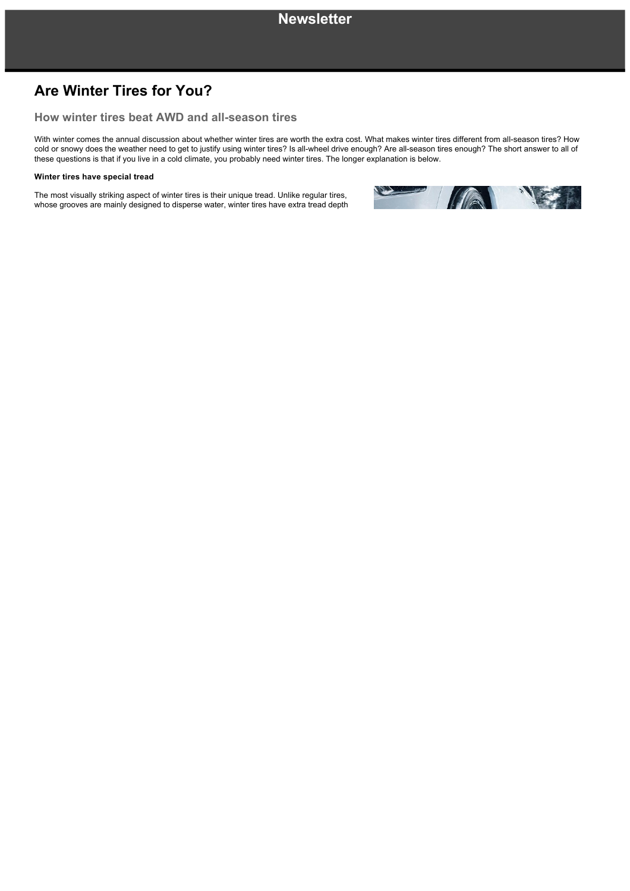# Newsletter

## Are Winter Tires for You?

### How winter tires beat AWD and all-season tires

With winter comes the annual discussion about whether winter tires are worth the extra cost. What makes winter tires different from all-season tires? How cold or snowy does the weather need to get to justify using winter tires? Is all-wheel drive enough? Are all-season tires enough? The short answer to all of these questions is that if you live in a cold climate, you probably need winter tires. The longer explanation is below.

**Winter tires have special tread**

The most visually striking aspect of winter tires is their unique tread. Unlike regular tires, whose grooves are mainly designed to disperse water, winter tires have extra tread depth